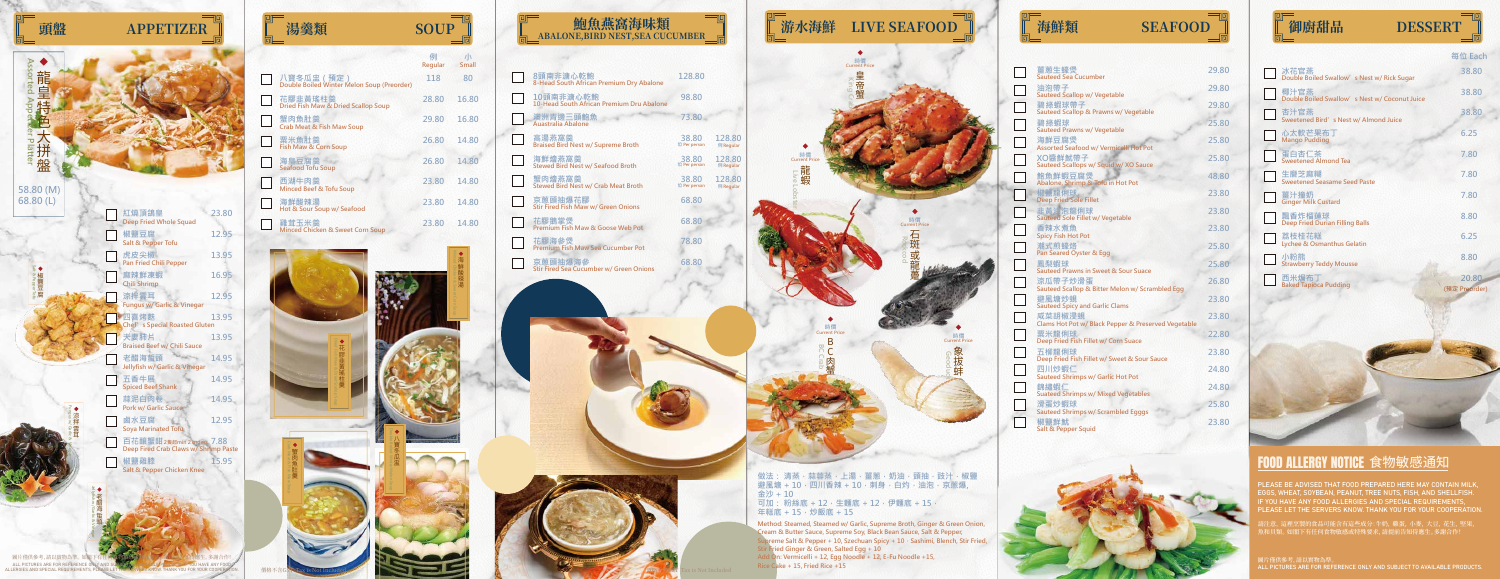# 頭盤 APPETIZER

**龍皇特色大拼盤**
Assorted Appetizer Platter

58.80 (M)
68.80 (L)

| | |
|---|---|
| 紅燒蒲燒魚 Deep Fried Whole Squad | 23.80 |
| 椒鹽豆腐 Salt & Pepper Tofu | 12.95 |
| 虎皮尖椒 Pan Fried Chili Pepper | 13.95 |
| 麻辣鮮蝦球 Chili Shrimp | 16.95 |
| 涼拌雲耳 Fungus w/ Garlic & Vinegar | 12.95 |
| 四喜烤麩 Chef's Special Roasted Gluten | 13.95 |
| 夫妻肺片 Braised Beef w/ Chili Sauce | 13.95 |
| 老醋海蜇頭 Jellyfish w/ Garlic & Vinegar | 14.95 |
| 五香牛腱 Spiced Beef Shank | 14.95 |
| 蒜泥白肉卷 Pork w/ Garlic Sauce | 14.95 |
| 滷水豆腐 Soya Marinated Tofu | 12.95 |
| 百花釀蟹鉗 Deep Fried Crab Claws w/ Shrimp Paste | 7.88 |
| 椒鹽雞軟骨 Salt & Pepper Chicken Knee | 15.95 |

# 湯羹類 SOUP

| | 例 Regular | 小 Small |
|---|---|---|
| 八寶冬瓜盅（預定）Double Boiled Winter Melon Soup (Preorder) | 118 | 80 |
| 花膠金湯瑤柱羹 Dried Fish Maw & Dried Scallop Soup | 28.80 | 16.80 |
| 蟹肉魚肚羹 Crab Meat & Fish Maw Soup | 29.80 | 16.80 |
| 粟米魚肚羹 Fish Maw & Corn Soup | 26.80 | 14.80 |
| 海鮮豆腐羹 Seafood Tofu Soup | 26.80 | 14.80 |
| 西湖牛肉羹 Minced Beef & Tofu Soup | 23.80 | 14.80 |
| 海鮮酸辣湯 Hot & Sour Soup w/ Seafood | 23.80 | 14.80 |
| 雞茸玉米羹 Minced Chicken & Sweet Corn Soup | 23.80 | 14.80 |

# 鮑魚燕窩海味類 ABALONE, BIRD NEST, SEA CUCUMBER

| | | |
|---|---|---|
| 8頭南非溏心乾鮑 8-Head South African Premium Dry Abalone | 128.80 | |
| 10頭南非溏心乾鮑 10-Head South African Premium Dry Abalone | 98.80 | |
| 澳洲青邊三頭鮑魚 Australia Abalone | 73.80 | |
| 高湯燕窩羹 Braised Bird Nest w/ Supreme Broth | 38.80 (位 Per person) | 128.80 (例 Regular) |
| 海鮮燴燕窩羹 Stewed Bird Nest w/ Seafood Broth | 38.80 (位 Per person) | 128.80 (例 Regular) |
| 蟹肉燴燕窩羹 Stewed Bird Nest w/ Crab Meat Broth | 38.80 (位 Per person) | 128.80 (例 Regular) |
| 京蔥扒爆花膠 Stir Fried Fish Maw w/ Green Onions | 68.80 | |
| 花膠鵝掌煲 Premium Fish Maw & Goose Web Pot | 68.80 | |
| 花膠海參煲 Premium Fish Maw Sea Cucumber Pot | 78.80 | |
| 京蔥扒爆海參 Stir Fried Sea Cucumber w/ Green Onions | 68.80 | |

# 游水海鮮 LIVE SEAFOOD

皇帝蟹 King Crab — 時價 Current Price

龍蝦 Live Lobster — 時價 Current Price

石斑或龍躉 Grouper — 時價 Current Price

BC肉蟹 BC Crab — 時價 Current Price

象拔蚌 Geoduck — 時價 Current Price

做法：清蒸・蒜蓉蒸・上湯・薑蔥・奶油・豉汁・椒鹽・避風塘 + 10・四川香辣 + 10・刺身・白灼・油泡・京蔥爆，金沙 + 10
可加：粉絲底 + 12・生麵底 + 12・伊麵底 + 15・年糕底 + 15・炒飯底 + 15

Method: Steamed, Steamed w/ Garlic, Supreme Broth, Ginger & Green Onion, Cream & Butter Sauce, Supreme Soy, Black Bean Sauce, Salt & Pepper, Supreme Salt & Pepper + 10, Szechuan Spicy + 10 · Sashimi, Blench, Stir Fried, Stir Fried Ginger & Green, Salted Egg + 10
Add On: Vermicelli + 12, Egg Noodle + 12, E-Fu Noodle +15, Rice Cake + 15, Fried Rice +15

# 海鮮類 SEAFOOD

| | |
|---|---|
| 蔥燒生蠔煲 Sauteed Sea Cucumber | 29.80 |
| 油泡帶子 Sauteed Scallop w/ Vegetable | 29.80 |
| 碧綠蝦球帶子 Sauteed Scallop & Prawns w/ Vegetable | 29.80 |
| 碧綠蝦球 Sauteed Prawns w/ Vegetable | 25.80 |
| 海鮮豆腐煲 Assorted Seafood w/ Vermicelli Hot Pot | 25.80 |
| XO醬鮮魷帶子 Sauteed Scallops w/ Squid w/ XO Sauce | 25.80 |
| 鮑魚鮮蝦豆腐煲 Abalone, Shrimp & Tofu in Hot Pot | 48.80 |
| 椒鹽龍利魚 Deep Fried Sole Fillet | 23.80 |
| 韭黃炒龍利球 Sauteed Sole Fillet w/ Vegetable | 23.80 |
| 香辣水煮魚 Spicy Fish Hot Pot | 23.80 |
| 潮式煎蠔烙 Pan Seared Oyster & Egg | 25.80 |
| 甜酸蝦球 Sauteed Prawns in Sweet & Sour Sauce | 25.80 |
| 涼瓜帶子炒滑蛋 Sauteed Scallop & Bitter Melon w/ Scrambled Egg | 26.80 |
| 避風塘炒蟶 Sauteed Spicy and Garlic Clams | 23.80 |
| 豉汁胡椒炒蜆 Clams Hot Pot w/ Black Pepper & Preserved Vegetable | 23.80 |
| 粟米魚柳球 Deep Fried Fish Fillet w/ Corn Sauce | 22.80 |
| 五柳龍利球 Deep Fried Fish Fillet w/ Sweet & Sour Sauce | 23.80 |
| 四川炒蝦仁 Sauteed Shrimps w/ Garlic Hot Pot | 24.80 |
| 錦繡蝦仁 Sauteed Shrimps w/ Mixed Vegetables | 24.80 |
| 滑蛋炒蝦球 Sauteed Shrimps w/ Scrambled Egggs | 25.80 |
| 椒鹽鮮魷 Salt & Pepper Squid | 23.80 |

# 御廚甜品 DESSERT

| | 每位 Each |
|---|---|
| 冰花官燕 Double Boiled Swallow's Nest w/ Rick Sugar | 38.80 |
| 椰汁官燕 Double Boiled Swallow's Nest w/ Coconut Juice | 38.80 |
| 杏汁官燕 Sweetened Bird's Nest w/ Almond Juice | 38.80 |
| 心太軟芒果布丁 Mango Pudding | 6.25 |
| 蛋白杏仁茶 Sweetened Almond Tea | 7.80 |
| 生磨芝麻糊 Sweetened Seasame Seed Paste | 7.80 |
| 薑汁撞奶 Ginger Milk Custard | 7.80 |
| 脆香炸榴槤球 Deep Fried Durian Filling Balls | 8.80 |
| 荔枝桂花糕 Lychee & Osmanthus Gelatin | 6.25 |
| 小熊糕 Strawberry Teddy Mousse | 8.80 |
| 西米焗布丁 Baked Tapioca Pudding | 20.80 (預定 Preorder) |

## FOOD ALLERGY NOTICE 食物敏感通知

PLEASE BE ADVISED THAT FOOD PREPARED HERE MAY CONTAIN MILK, EGGS, WHEAT, SOYBEAN, PEANUT, TREE NUTS, FISH, AND SHELLFISH. IF YOU HAVE ANY FOOD ALLERGIES AND SPECIAL REQUIREMENTS, PLEASE LET THE SERVERS KNOW. THANK YOU FOR YOUR COOPERATION.

請注意，這裡烹製的食品可能含有奶、蛋、小麥、大豆、花生、堅果、魚和貝類。如果您有任何食物過敏或特殊要求，請告知服務員。多謝合作！

圖片僅供參考，請以實物為準。
ALL PICTURES ARE FOR REFERENCE ONLY AND SUBJECT TO AVAILABLE PRODUCTS.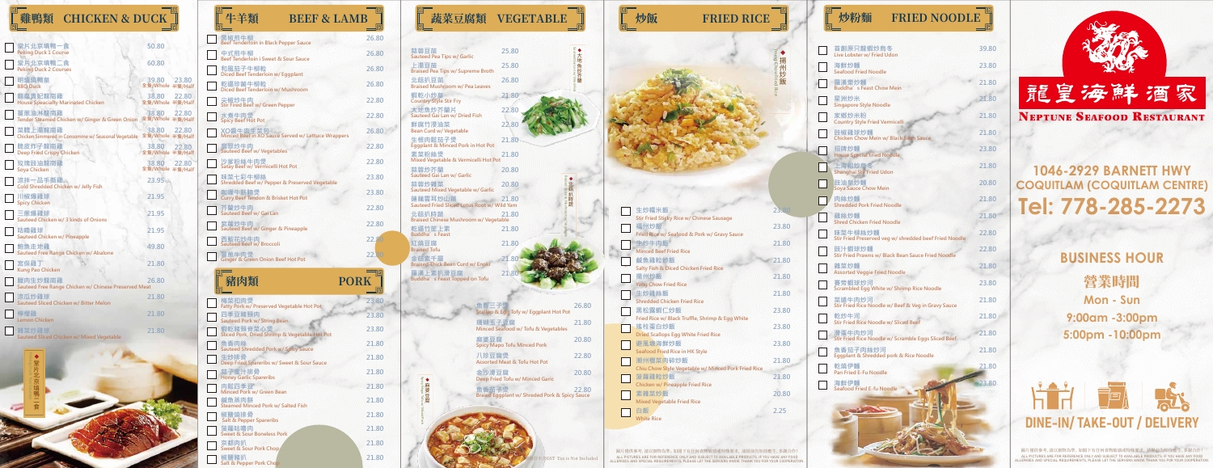# 雞鴨類 CHICKEN & DUCK

| | | |
|---|---|---|
| 葉片北京填鴨一食 Peking Duck 1 Course | 50.80 | |
| 葉片北京填鴨二食 Peking Duck 2 Courses | 60.80 | |
| 明爐燒鴨皇 BBQ Duck | 39.80 全隻/Whole | 23.80 半隻/Half |
| 龍皇貴妃醬油雞 House Speacialty Marinated Chicken | 38.80 全隻/Whole | 22.80 半隻/Half |
| 薑蔥油淋雞 Tender Steamed Chicken w/ Ginger & Green Onion | 38.80 全隻/Whole | 22.80 半隻/Half |
| 菜膽上湯雞 Chicken Simmered in Consomme w/ Seasonal Vegetable | 38.80 全隻/Whole | 22.80 半隻/Half |
| 脆皮炸子雞 Deep Fried Crispy Chicken | 38.80 全隻/Whole | 22.80 半隻/Half |
| 玫瑰豉油雞 Soya Chicken | 38.80 全隻/Whole | 22.80 半隻/Half |
| 涼拌一品手撕雞 Cold Shredded Chicken w/ Jelly Fish | 23.95 | |
| 川椒爆雞球 Spicy Chicken | 21.95 | |
| 三蔥爆雞球 Sauteed Chicken w/ 3 kinds of Onions | 21.95 | |
| 菠蘿雞球 Sauteed Chicken w/ Pineapple | 21.95 | |
| 鮑魚走地雞 Sauteed Free Range Chicken w/ Abalone | 49.80 | |
| 宮保雞丁 Kung Pao Chicken | 21.80 | |
| 鹹肉生炒雞 Sauteed Free Range Chicken w/ Chinese Preserved Meat | 26.80 | |
| 涼瓜炒雞球 Sauteed Sliced Chicken w/ Bitter Melon | 21.80 | |
| 檸檬雞 Lemon Chicken | 21.80 | |
| 雜菜炒雞球 Sauteed Sliced Chicken w/ Mixed Vegetable | 21.80 | |

葉片北京填鴨一食

# 牛羊類 BEEF & LAMB

| | |
|---|---|
| 黑椒牛柳 Beef Tenderloin in Black Pepper Sauce | 26.80 |
| 中式牛柳 Beef Tenderloin i Sweet & Sour Sauce | 26.80 |
| 和風茄子牛柳粒 Diced Beef Tenderloin w/ Eggplant | 26.80 |
| 乾蔥菇菌牛柳粒 Diced Beef Tenderloin w/ Mushroom | 26.80 |
| 尖椒炒牛肉 Stir Fried Beef w/ Green Pepper | 22.80 |
| 水煮牛肉煲 Spicy Beef Hot Pot | 22.80 |
| XO醬牛崧生菜包 Minced Beef in XO Sauce Served w/ Lettuce Wrappers | 26.80 |
| 時菜炒牛肉 Sauteed Beef w/ Vegetables | 22.80 |
| 沙茶粉絲牛肉煲 Satay Beef w/ Vermicelli Hot Pot | 22.80 |
| 銀芽菜炒牛柳絲 Shredded Beef w/ Pepper & Preserved Vegetable | 23.80 |
| 咖喱牛筋腩煲 Curry Beef Tendon & Brisket Hot Pot | 23.80 |
| 芥蘭炒牛肉 Sauteed Beef w/ Gai Lan | 22.80 |
| 薑蔥炒牛肉 Sauteed Beef w/ Ginger & Pineapple | 22.80 |
| 西蘭花炒牛肉 Sauteed Beef w/ Broccoli | 22.80 |
| 薑蔥牛肉煲 Ginger & Green Onion Beef Hot Pot | 22.80 |

# 豬肉類 PORK

| | |
|---|---|
| 梅菜扣肉煲 Fatty Pork w/ Preserved Vegetable Hot Pot | 23.80 |
| 四季豆豬肉 Sauteed Pork w/ String Bean | 23.80 |
| 蝦乾豬骨梓菜心煲 Sliced Pork, Dried Shrimp & Vegetable Hot Pot | 23.80 |
| 魚香肉絲 Sauteed Shredded Pork w/ Spicy Sauce | 21.80 |
| 生炒排骨 Deep Fried Spareribs w/ Sweet & Sour Sauce | 21.80 |
| 蜂蜜汁排骨 Honey Garlic Spareribs | 21.80 |
| 肉鬆四季豆 Minced Pork w/ Green Bean | 21.80 |
| 鹹魚蒸肉餅 Steamed Minced Pork w/ Salted Fish | 21.80 |
| 椒鹽焗排骨 Salt & Pepper Spareribs | 21.80 |
| 菠蘿咕嚕肉 Sweet & Sour Boneless Pork | 21.80 |
| 京都肉扒 Sweet & Sour Pork Chop | 21.80 |
| 椒鹽豬扒 Salt & Pepper Pork Chop | 21.80 |

# 蔬菜豆腐類 VEGETABLE

| | |
|---|---|
| 蒜蓉豆苗 Sauteed Pea Tips w/ Garlic | 25.80 |
| 上湯豆苗 Braised Pea Tips w/ Supreme Broth | 25.80 |
| 北菇扒豆苗 Braised Mushroom w/ Pea Leaves | 26.80 |
| 蝦乾小炒皇 Country Style Stir Fry | 21.80 |
| 大地魚炒芥蘭片 Sauteed Gai Lan w/ Dried Fish | 22.80 |
| 鮮腐竹浸油菜 Bean Curd w/ Vegetable | 22.80 |
| 生根肉鬆茄子煲 Eggplant & Minced Pork in Hot Pot | 21.80 |
| 素菜粉絲煲 Mixed Vegetable & Vermicelli Hot Pot | 21.80 |
| 蒜蓉炒芥蘭 Sauteed Gai Lan w/ Garlic | 20.80 |
| 蒜蓉炒雜菜 Sauteed Mixed Vegetable w/ Garlic | 20.80 |
| 蓮藕雲耳炒山藥 Sauteed Fried Sliced Lotus Root w/ Wild Yam | 21.80 |
| 北菇扒時蔬 Braised Chinese Mushroom w/ Vegetable | 21.80 |
| 乾燒竹笙上素 Buddha's Feast | 21.80 |
| 紅燒豆腐 Braised Tofu | 21.80 |
| 金菇素千層 Braised Thick Bean Curd w/ Enoki | 21.80 |
| 羅漢上素扒滑豆腐 Buddha's Feast Topped on Tofu | 21.80 |
| 魚香三子煲 Scallop & Egg Tofu w/ Eggplant Hot Pot | 26.80 |
| 碎肉雜菜滑豆腐 Minced Seafood w/ Tofu & Vegetables | 21.80 |
| 麻婆豆腐 Spicy Mapo Tofu Minced Pork | 20.80 |
| 八珍豆腐煲 Assorted Meat & Tofu Hot Pot | 22.80 |
| 金沙滑豆腐 Deep Fried Tofu w/ Minced Garlic | 20.80 |
| 魚香茄子煲 Braised Eggplant w/ Shreded Pork & Spicy Sauce | 22.80 |

大地魚炒芥蘭

北菇扒時蔬

麻婆豆腐

# 炒飯 FRIED RICE

| | |
|---|---|
| 生炒糯米飯 Stir Fried Sticky Rice w/ Chinese Sausage | 23.80 |
| 福州炒飯 Fried Rice w/ Seafood & Pork w/ Gravy Sauce | 23.80 |
| 生炒牛肉飯 Minced Beef Fried Rice | 21.80 |
| 鹹魚雞粒炒飯 Salty Fish & Diced Chicken Fried Rice | 21.80 |
| 揚州炒飯 Yang Chow Fried Rice | 21.80 |
| 生炒雞絲飯 Shredded Chicken Fried Rice | 21.80 |
| 黑松露蝦仁炒飯 Fried Rice w/ Black Truffle, Shrimp & Egg White | 23.80 |
| 瑤柱蛋白炒飯 Dried Scallops Egg White Fried Rice | 23.80 |
| 避風塘海鮮炒飯 Seafood Fried Rice in HK Style | 23.80 |
| 潮州欖菜肉碎炒飯 Chiu Chow Style Vegetable w/ Minced Pork Fried Rice | 21.80 |
| 菠蘿雞粒炒飯 Chicken w/ Pineapple Fried Rice | 23.80 |
| 素雜菜炒飯 Mixed Vegetable Fried Rice | 20.80 |
| 白飯 White Rice | 2.25 |

揚州炒飯

# 炒粉麵 FRIED NOODLE

| | |
|---|---|
| 薑蔥原只龍蝦炒烏冬 Live Lobster w/ Fried Udon | 39.80 |
| 海鮮炒麵 Seafood Fried Noodle | 23.80 |
| 羅漢齋炒麵 Buddha's Feast Chow Mein | 21.80 |
| 星洲炒米 Singapore Style Noodle | 21.80 |
| 家鄉炒米粉 Country Style Fried Vermicelli | 21.80 |
| 豉椒雞球炒麵 Chicken Chow Mein w/ Black Bean Sauce | 21.80 |
| 招牌炒麵 House Special Fried Noodle | 23.80 |
| 上海粗炒烏冬 Shanghai Stir Fried Udon | 21.80 |
| 豉油皇炒麵 Soya Sauce Chow Mein | 20.80 |
| 肉絲炒麵 Shredded Pork Fried Noodle | 21.80 |
| 雞絲炒麵 Shred Chicken Fried Noodle | 21.80 |
| 咪菜牛柳絲炒麵 Stir Fried Preserved veg w/ shredded beef Fried Noodle | 22.80 |
| 豉汁蝦球炒麵 Stir Fried Prawns w/ Black Bean Sauce Fried Noodle | 22.80 |
| 雜菜炒麵 Assorted Veggie Fried Noodle | 21.80 |
| 滑蛋蝦球炒河 Scrambled Egg White w/ Shrimp Rice Noodle | 23.80 |
| 菜膽牛肉炒河 Stir Fried Rice Noodle w/ Beef & Veg in Gravy Sauce | 21.80 |
| 乾炒牛河 Stir Fried Rice Noodle w/ Sliced Beef | 21.80 |
| 滑蛋牛肉炒河 Stir Fried Rice Noodle w/ Scramble Eggs Sliced Beef | 21.80 |
| 魚香茄子肉絲炒河 Eggplant & Shredded pork & Rice Noodle | 21.80 |
| 乾燒伊麵 Pan Fried E-Fu Noodle | 21.80 |
| 海鮮伊麵 Seafood Fried E-fu Noodle | 23.80 |

圖片僅供參考，請以實物為準，如閣下有任何食物敏感過敏情況請通知服務員，多謝合作！ ALL PICTURES ARE FOR REFERENCE ONLY AND SUBJECT TO AVAILABLE PRODUCTS. IF YOU HAVE ANY FOOD ALLERGIES AND SPECIAL REQUIREMENTS, PLEASE LET THE SERVERS KNOW. THANK YOU FOR YOUR COOPERATION.

# 龍皇海鮮酒家

# NEPTUNE SEAFOOD RESTAURANT

**1046-2929 BARNETT HWY COQUITLAM (COQUITLAM CENTRE)**

**Tel: 778-285-2273**

## BUSINESS HOUR

## 營業時間

**Mon - Sun**

**9:00am -3:00pm**

**5:00pm -10:00pm**

**DINE-IN/ TAKE-OUT / DELIVERY**

圖片僅供參考，請以實物為準，如閣下有任何食物敏感過敏情況請通知服務員，多謝合作！ ALL PICTURES ARE FOR REFERENCE ONLY AND SUBJECT TO AVAILABLE PRODUCTS. IF YOU HAVE ANY FOOD ALLERGIES AND SPECIAL REQUIREMENTS, PLEASE LET THE SERVERS KNOW. THANK YOU FOR YOUR COOPERATION.